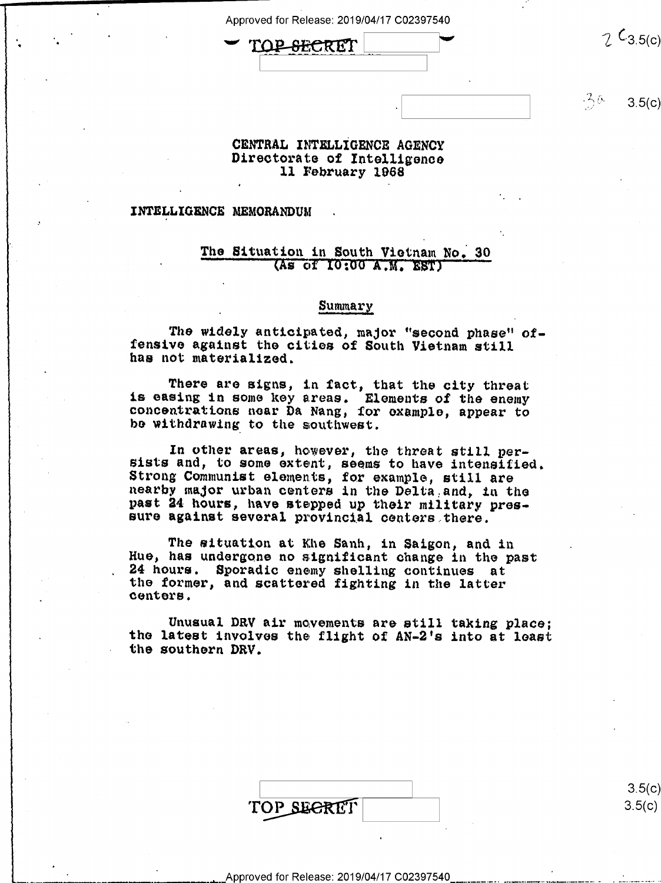TOP SECRET

CENTRAL INTELLIGENCE AGENCY
Directorate of Intelligence
11 February 1968

INTELLIGENCE MEMORANDUM

## The Situation in South Vietnam No. 30
(As of 10:00 A.M. EST)

### Summary

The widely anticipated, major "second phase" offensive against the cities of South Vietnam still has not materialized.

There are signs, in fact, that the city threat is easing in some key areas. Elements of the enemy concentrations near Da Nang, for example, appear to be withdrawing to the southwest.

In other areas, however, the threat still persists and, to some extent, seems to have intensified. Strong Communist elements, for example, still are nearby major urban centers in the Delta and, in the past 24 hours, have stepped up their military pressure against several provincial centers there.

The situation at Khe Sanh, in Saigon, and in Hue, has undergone no significant change in the past 24 hours. Sporadic enemy shelling continues at the former, and scattered fighting in the latter centers.

Unusual DRV air movements are still taking place; the latest involves the flight of AN-2's into at least the southern DRV.

TOP SECRET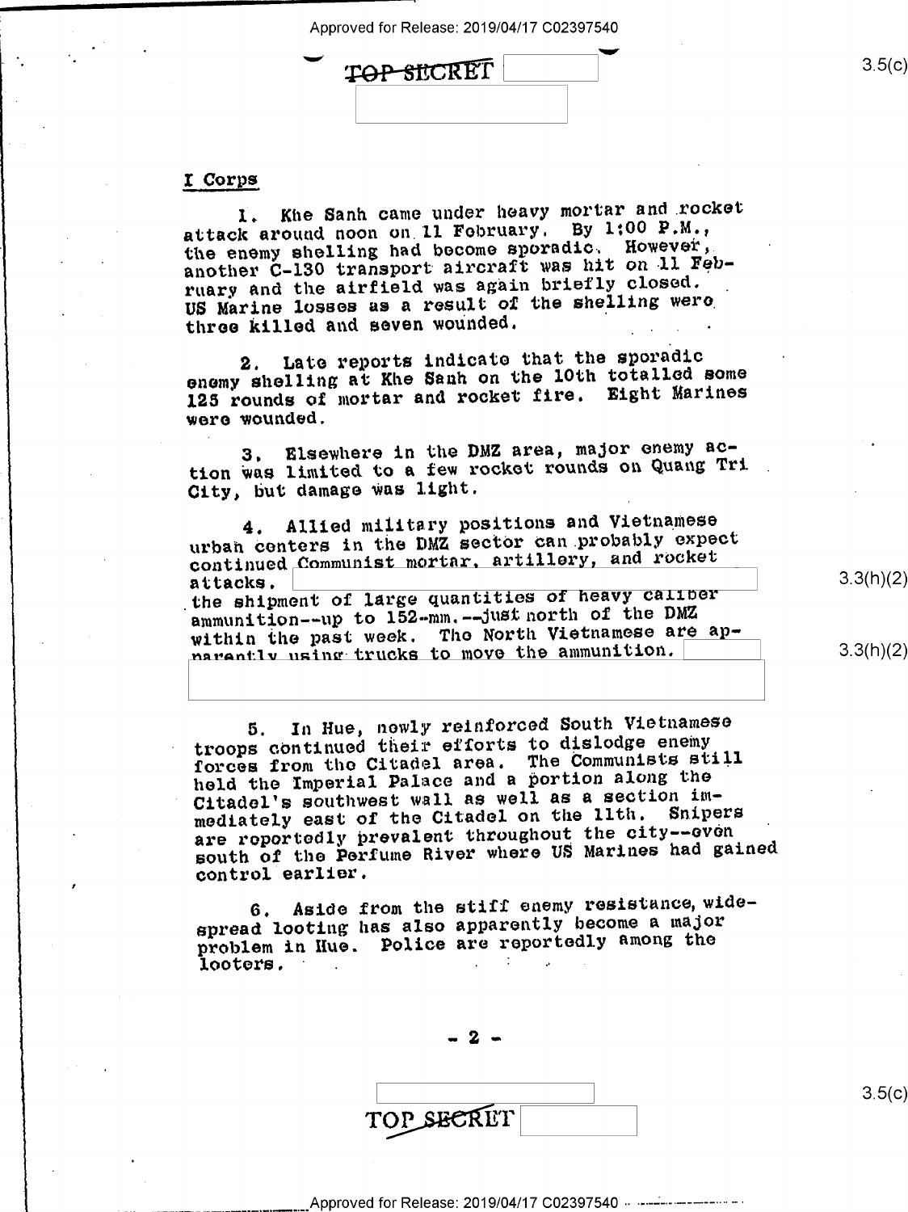## I Corps

1. Khe Sanh came under heavy mortar and rocket attack around noon on 11 February. By 1:00 P.M., the enemy shelling had become sporadic. However, another C-130 transport aircraft was hit on 11 February and the airfield was again briefly closed. US Marine losses as a result of the shelling were three killed and seven wounded.

2. Late reports indicate that the sporadic enemy shelling at Khe Sanh on the 10th totalled some 125 rounds of mortar and rocket fire. Eight Marines were wounded.

3. Elsewhere in the DMZ area, major enemy action was limited to a few rocket rounds on Quang Tri City, but damage was light.

4. Allied military positions and Vietnamese urban centers in the DMZ sector can probably expect continued Communist mortar, artillery, and rocket attacks. [redacted] the shipment of large quantities of heavy caliber ammunition--up to 152-mm.--just north of the DMZ within the past week. The North Vietnamese are apparently using trucks to move the ammunition. [redacted]

5. In Hue, newly reinforced South Vietnamese troops continued their efforts to dislodge enemy forces from the Citadel area. The Communists still held the Imperial Palace and a portion along the Citadel's southwest wall as well as a section immediately east of the Citadel on the 11th. Snipers are reportedly prevalent throughout the city--even south of the Perfume River where US Marines had gained control earlier.

6. Aside from the stiff enemy resistance, widespread looting has also apparently become a major problem in Hue. Police are reportedly among the looters.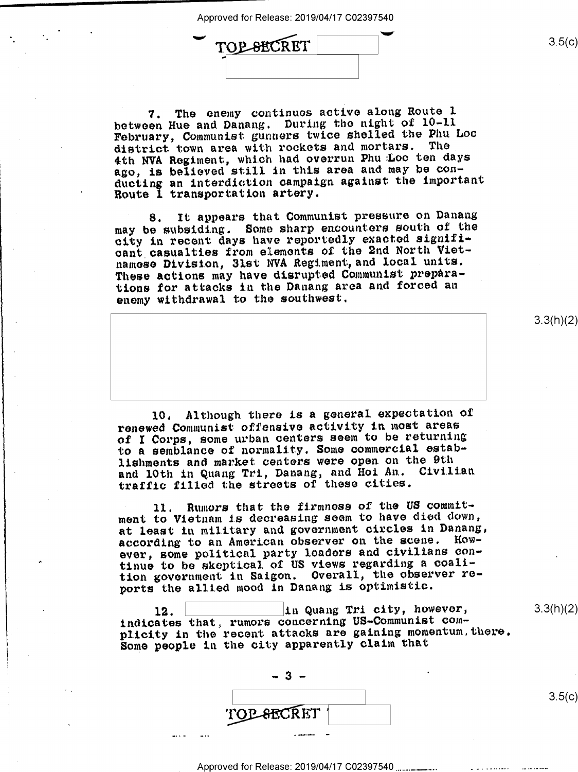TOP SECRET

7. The enemy continues active along Route 1 between Hue and Danang. During the night of 10-11 February, Communist gunners twice shelled the Phu Loc district town area with rockets and mortars. The 4th NVA Regiment, which had overrun Phu Loc ten days ago, is believed still in this area and may be conducting an interdiction campaign against the important Route 1 transportation artery.

8. It appears that Communist pressure on Danang may be subsiding. Some sharp encounters south of the city in recent days have reportedly exacted significant casualties from elements of the 2nd North Vietnamese Division, 31st NVA Regiment, and local units. These actions may have disrupted Communist preparations for attacks in the Danang area and forced an enemy withdrawal to the southwest.

3.3(h)(2)

10. Although there is a general expectation of renewed Communist offensive activity in most areas of I Corps, some urban centers seem to be returning to a semblance of normality. Some commercial establishments and market centers were open on the 9th and 10th in Quang Tri, Danang, and Hoi An. Civilian traffic filled the streets of these cities.

11. Rumors that the firmness of the US commitment to Vietnam is decreasing seem to have died down, at least in military and government circles in Danang, according to an American observer on the scene. However, some political party leaders and civilians continue to be skeptical of US views regarding a coalition government in Saigon. Overall, the observer reports the allied mood in Danang is optimistic.

12. [redacted] in Quang Tri city, however, indicates that, rumors concerning US-Communist complicity in the recent attacks are gaining momentum there. Some people in the city apparently claim that

3.3(h)(2)

TOP SECRET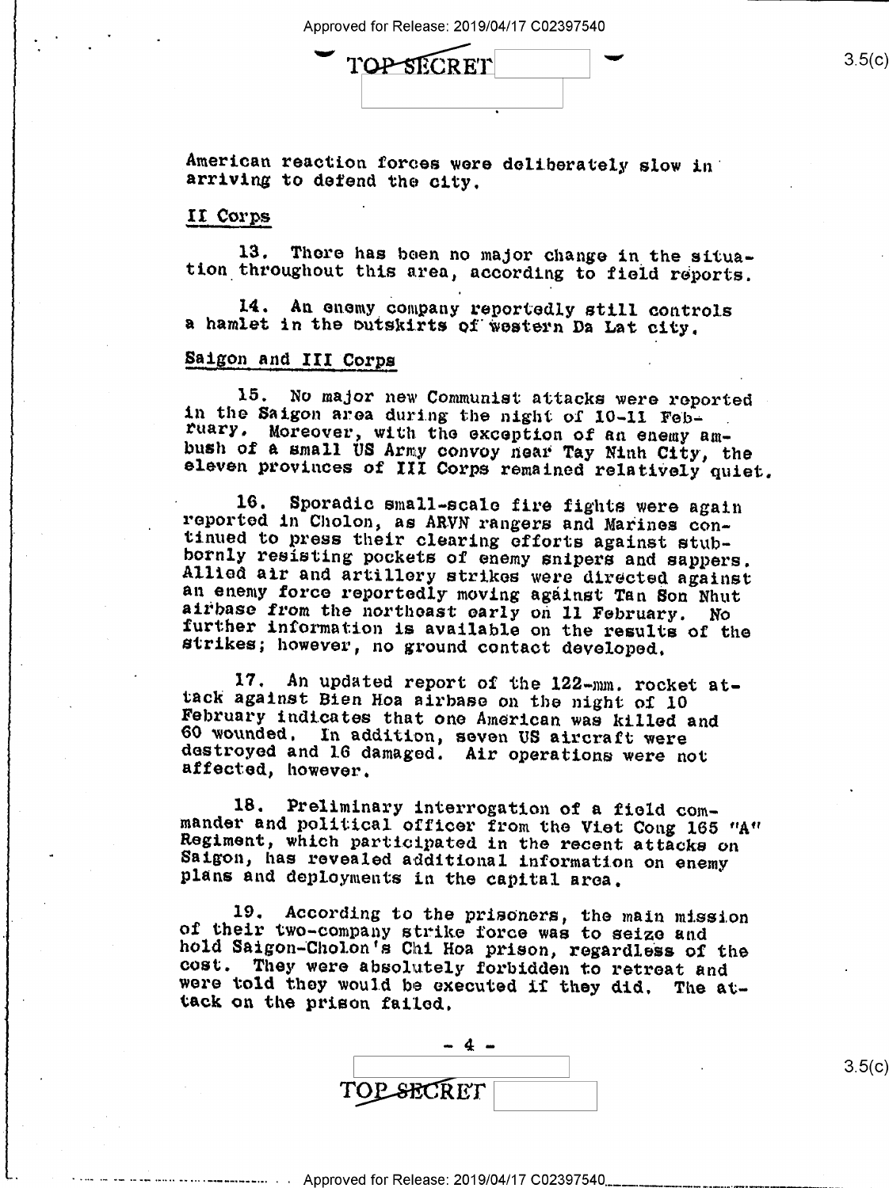American reaction forces were deliberately slow in arriving to defend the city.

## II Corps

13. There has been no major change in the situation throughout this area, according to field reports.

14. An enemy company reportedly still controls a hamlet in the outskirts of western Da Lat city.

## Saigon and III Corps

15. No major new Communist attacks were reported in the Saigon area during the night of 10-11 February. Moreover, with the exception of an enemy ambush of a small US Army convoy near Tay Ninh City, the eleven provinces of III Corps remained relatively quiet.

16. Sporadic small-scale fire fights were again reported in Cholon, as ARVN rangers and Marines continued to press their clearing efforts against stubbornly resisting pockets of enemy snipers and sappers. Allied air and artillery strikes were directed against an enemy force reportedly moving against Tan Son Nhut airbase from the northeast early on 11 February. No further information is available on the results of the strikes; however, no ground contact developed.

17. An updated report of the 122-mm. rocket attack against Bien Hoa airbase on the night of 10 February indicates that one American was killed and 60 wounded. In addition, seven US aircraft were destroyed and 16 damaged. Air operations were not affected, however.

18. Preliminary interrogation of a field commander and political officer from the Viet Cong 165 "A" Regiment, which participated in the recent attacks on Saigon, has revealed additional information on enemy plans and deployments in the capital area.

19. According to the prisoners, the main mission of their two-company strike force was to seize and hold Saigon-Cholon's Chi Hoa prison, regardless of the cost. They were absolutely forbidden to retreat and were told they would be executed if they did. The attack on the prison failed.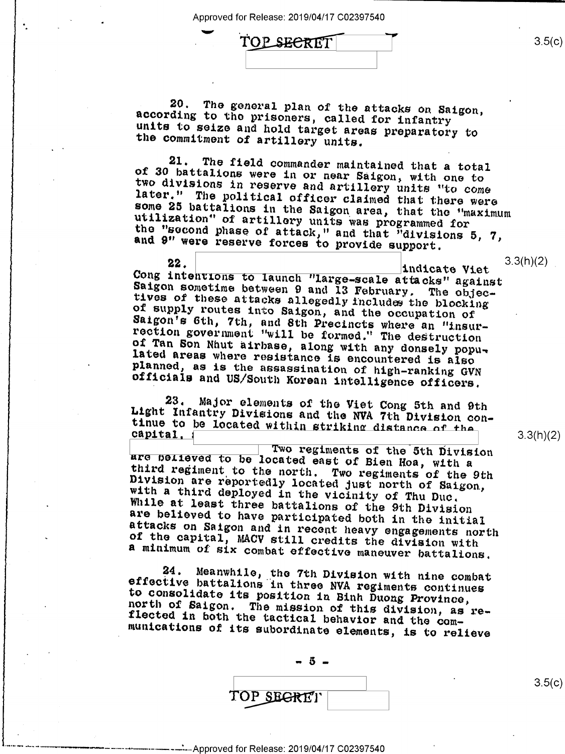20. The general plan of the attacks on Saigon, according to the prisoners, called for infantry units to seize and hold target areas preparatory to the commitment of artillery units.

21. The field commander maintained that a total of 30 battalions were in or near Saigon, with one to two divisions in reserve and artillery units "to come later." The political officer claimed that there were some 25 battalions in the Saigon area, that the "maximum utilization" of artillery units was programmed for the "second phase of attack," and that "divisions 5, 7, and 9" were reserve forces to provide support.

22. [redacted] indicate Viet Cong intentions to launch "large-scale attacks" against Saigon sometime between 9 and 13 February. The objectives of these attacks allegedly include the blocking of supply routes into Saigon, and the occupation of Saigon's 6th, 7th, and 8th Precincts where an "insurrection government "will be formed." The destruction of Tan Son Nhut airbase, along with any densely populated areas where resistance is encountered is also planned, as is the assassination of high-ranking GVN officials and US/South Korean intelligence officers.

23. Major elements of the Viet Cong 5th and 9th Light Infantry Divisions and the NVA 7th Division continue to be located within striking distance of the capital. [redacted] Two regiments of the 5th Division are believed to be located east of Bien Hoa, with a third regiment to the north. Two regiments of the 9th Division are reportedly located just north of Saigon, with a third deployed in the vicinity of Thu Duc. While at least three battalions of the 9th Division are believed to have participated both in the initial attacks on Saigon and in recent heavy engagements north of the capital, MACV still credits the division with a minimum of six combat effective maneuver battalions.

24. Meanwhile, the 7th Division with nine combat effective battalions in three NVA regiments continues to consolidate its position in Binh Duong Province, north of Saigon. The mission of this division, as reflected in both the tactical behavior and the communications of its subordinate elements, is to relieve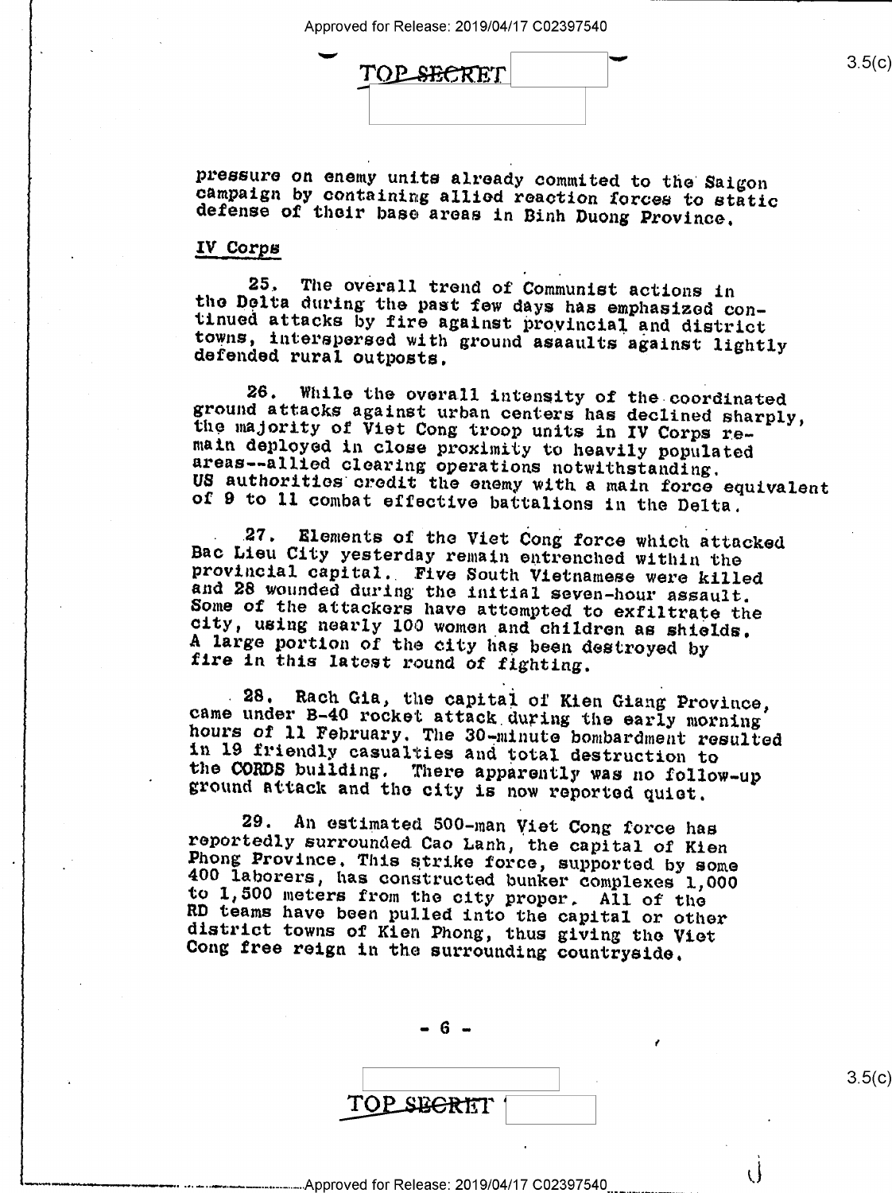pressure on enemy units already commited to the Saigon campaign by containing allied reaction forces to static defense of their base areas in Binh Duong Province.

## IV Corps

25. The overall trend of Communist actions in the Delta during the past few days has emphasized continued attacks by fire against provincial and district towns, interspersed with ground assaults against lightly defended rural outposts.

26. While the overall intensity of the coordinated ground attacks against urban centers has declined sharply, the majority of Viet Cong troop units in IV Corps remain deployed in close proximity to heavily populated areas--allied clearing operations notwithstanding. US authorities credit the enemy with a main force equivalent of 9 to 11 combat effective battalions in the Delta.

27. Elements of the Viet Cong force which attacked Bac Lieu City yesterday remain entrenched within the provincial capital. Five South Vietnamese were killed and 28 wounded during the initial seven-hour assault. Some of the attackers have attempted to exfiltrate the city, using nearly 100 women and children as shields. A large portion of the city has been destroyed by fire in this latest round of fighting.

28. Rach Gia, the capital of Kien Giang Province, came under B-40 rocket attack during the early morning hours of 11 February. The 30-minute bombardment resulted in 19 friendly casualties and total destruction to the CORDS building. There apparently was no follow-up ground attack and the city is now reported quiet.

29. An estimated 500-man Viet Cong force has reportedly surrounded Cao Lanh, the capital of Kien Phong Province. This strike force, supported by some 400 laborers, has constructed bunker complexes 1,000 to 1,500 meters from the city proper. All of the RD teams have been pulled into the capital or other district towns of Kien Phong, thus giving the Viet Cong free reign in the surrounding countryside.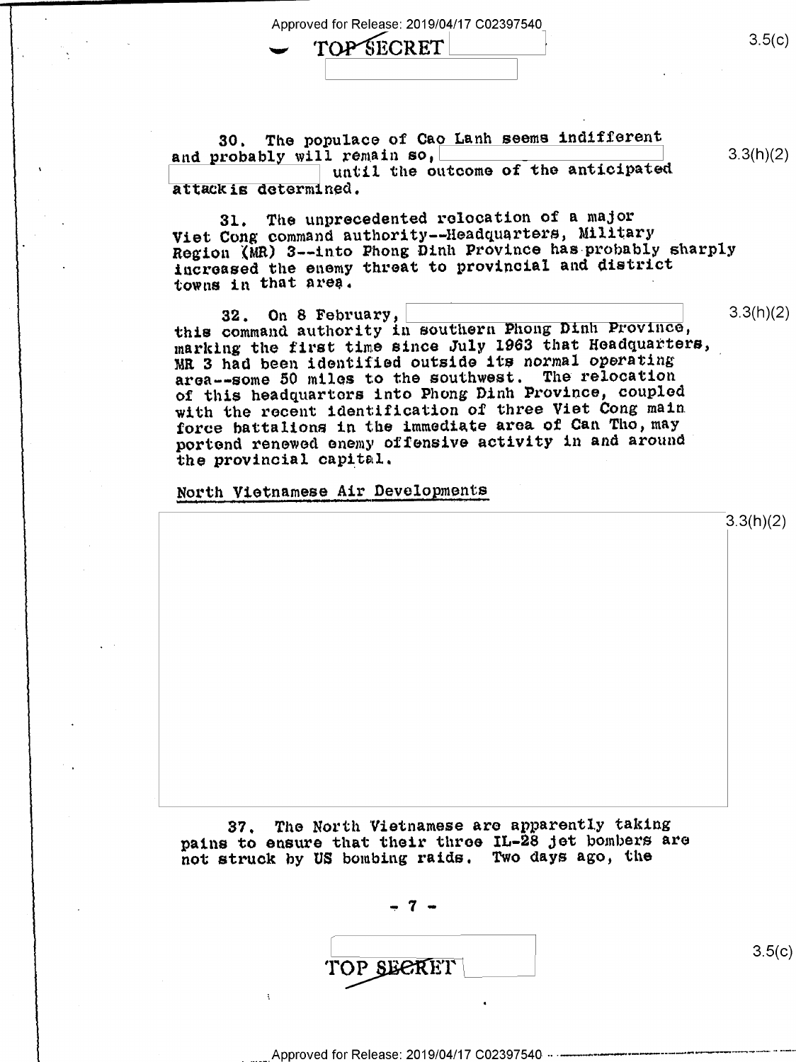30. The populace of Cao Lanh seems indifferent and probably will remain so, until the outcome of the anticipated attack is determined.

31. The unprecedented relocation of a major Viet Cong command authority--Headquarters, Military Region (MR) 3--into Phong Dinh Province has probably sharply increased the enemy threat to provincial and district towns in that area.

32. On 8 February, this command authority in southern Phong Dinh Province, marking the first time since July 1963 that Headquarters, MR 3 had been identified outside its normal operating area--some 50 miles to the southwest. The relocation of this headquarters into Phong Dinh Province, coupled with the recent identification of three Viet Cong main force battalions in the immediate area of Can Tho, may portend renewed enemy offensive activity in and around the provincial capital.

## North Vietnamese Air Developments

37. The North Vietnamese are apparently taking pains to ensure that their three IL-28 jet bombers are not struck by US bombing raids. Two days ago, the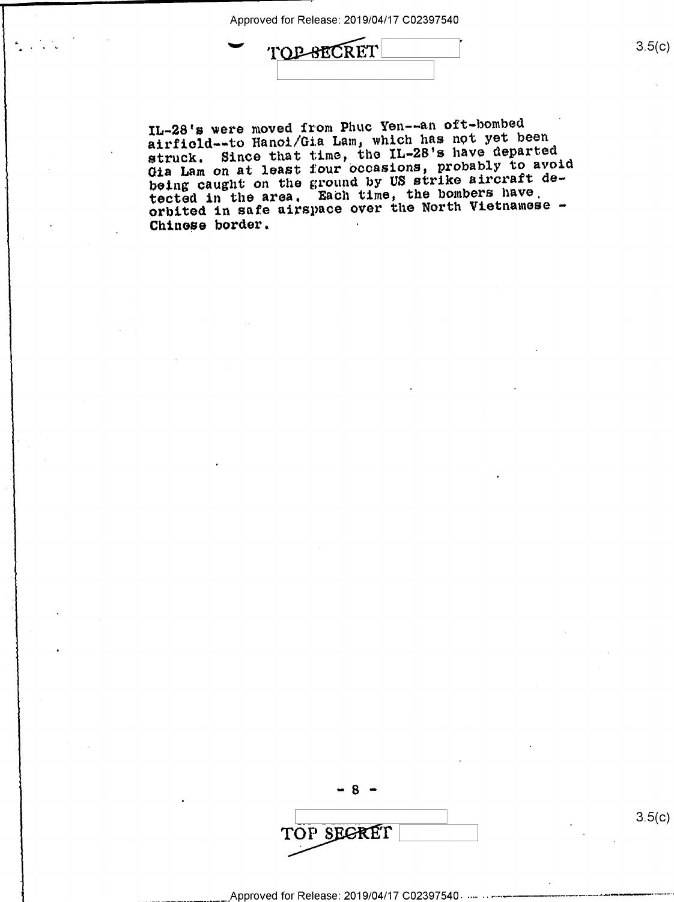IL-28's were moved from Phuc Yen--an oft-bombed airfield--to Hanoi/Gia Lam, which has not yet been struck. Since that time, the IL-28's have departed Gia Lam on at least four occasions, probably to avoid being caught on the ground by US strike aircraft detected in the area. Each time, the bombers have orbited in safe airspace over the North Vietnamese - Chinese border.